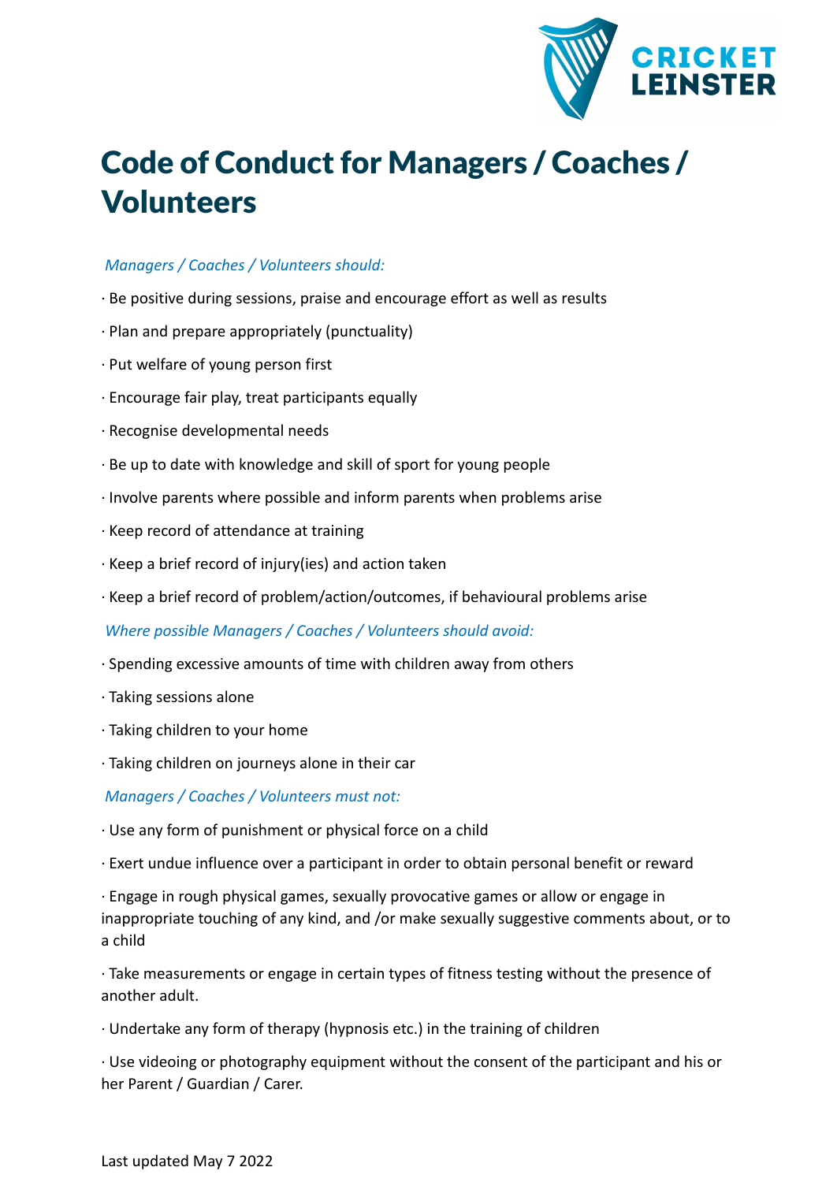# Code of Conduct for Managers / Coaches / Volunteers

*Managers / Coaches / Volunteers should:*

· Be positive during sessions, praise and encourage effort as well as results

· Plan and prepare appropriately (punctuality)

· Put welfare of young person first

· Encourage fair play, treat participants equally

· Recognise developmental needs

· Be up to date with knowledge and skill of sport for young people

· Involve parents where possible and inform parents when problems arise

· Keep record of attendance at training

· Keep a brief record of injury(ies) and action taken

· Keep a brief record of problem/action/outcomes, if behavioural problems arise

*Where possible Managers / Coaches / Volunteers should avoid:*

· Spending excessive amounts of time with children away from others

· Taking sessions alone

· Taking children to your home

· Taking children on journeys alone in their car

*Managers / Coaches / Volunteers must not:*

· Use any form of punishment or physical force on a child

· Exert undue influence over a participant in order to obtain personal benefit or reward

· Engage in rough physical games, sexually provocative games or allow or engage in inappropriate touching of any kind, and /or make sexually suggestive comments about, or to a child

· Take measurements or engage in certain types of fitness testing without the presence of another adult.

· Undertake any form of therapy (hypnosis etc.) in the training of children

· Use videoing or photography equipment without the consent of the participant and his or her Parent / Guardian / Carer.

Last updated May 7 2022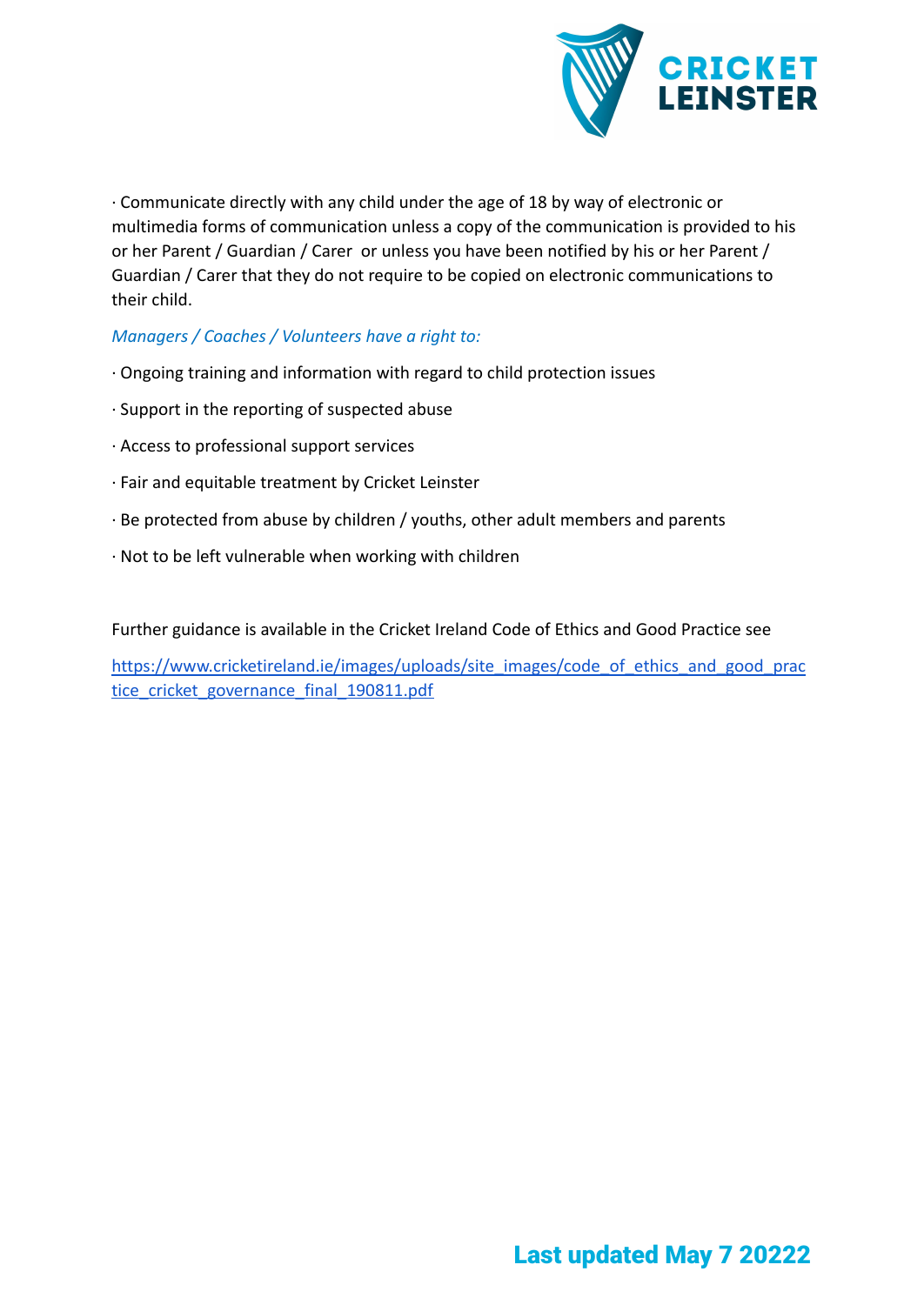· Communicate directly with any child under the age of 18 by way of electronic or multimedia forms of communication unless a copy of the communication is provided to his or her Parent / Guardian / Carer or unless you have been notified by his or her Parent / Guardian / Carer that they do not require to be copied on electronic communications to their child.

*Managers / Coaches / Volunteers have a right to:*

· Ongoing training and information with regard to child protection issues

· Support in the reporting of suspected abuse

· Access to professional support services

· Fair and equitable treatment by Cricket Leinster

· Be protected from abuse by children / youths, other adult members and parents

· Not to be left vulnerable when working with children

Further guidance is available in the Cricket Ireland Code of Ethics and Good Practice see

[https://www.cricketireland.ie/images/uploads/site_images/code_of_ethics_and_good_practice_cricket_governance_final_190811.pdf](https://www.cricketireland.ie/images/uploads/site_images/code_of_ethics_and_good_practice_cricket_governance_final_190811.pdf)

**Last updated May 7 20222**